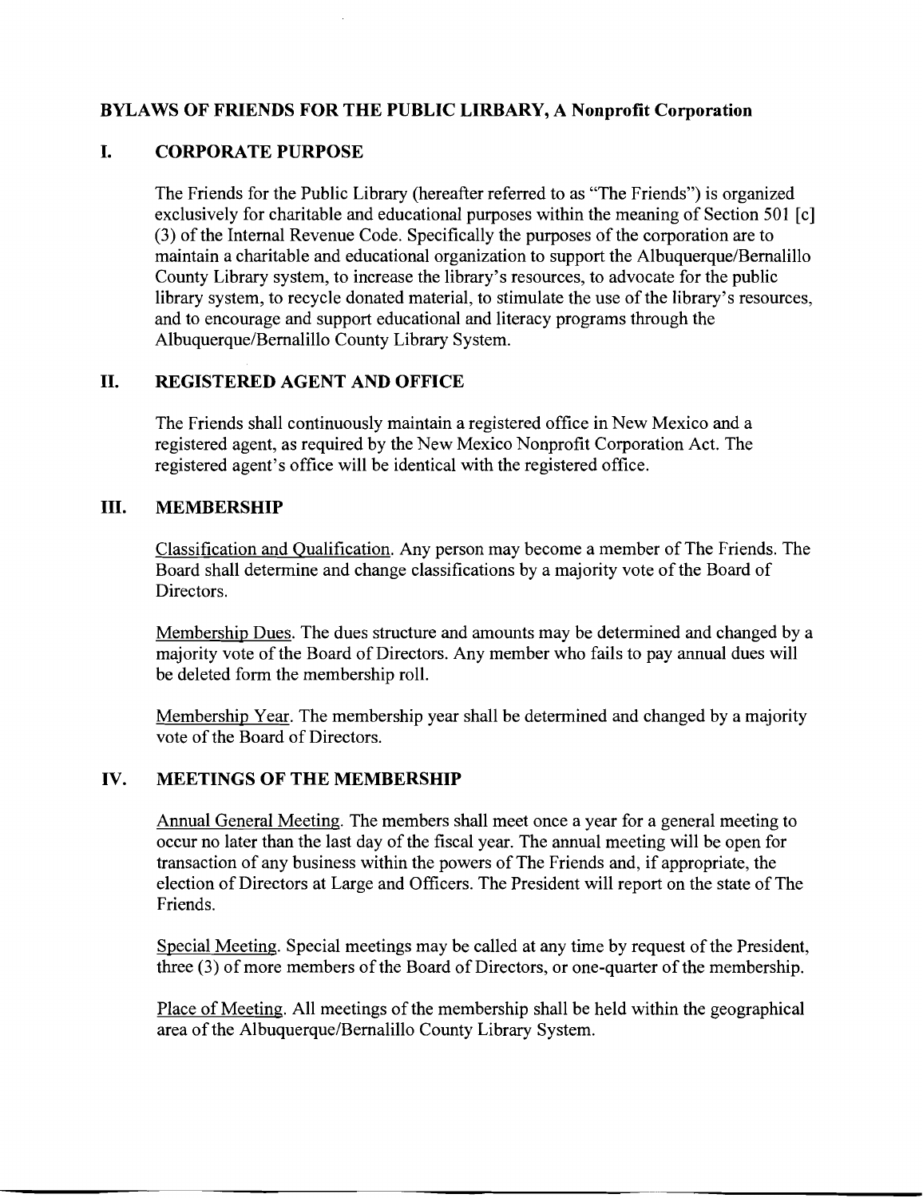**BYLAWS OF FRIENDS FOR THE PUBLIC LIRBARY, A Nonprofit Corporation**

## I. CORPORATE PURPOSE

The Friends for the Public Library (hereafter referred to as "The Friends") is organized exclusively for charitable and educational purposes within the meaning of Section 501 [c] (3) of the Internal Revenue Code. Specifically the purposes of the corporation are to maintain a charitable and educational organization to support the Albuquerque/Bernalillo County Library system, to increase the library's resources, to advocate for the public library system, to recycle donated material, to stimulate the use of the library's resources, and to encourage and support educational and literacy programs through the Albuquerque/Bernalillo County Library System.

## II. REGISTERED AGENT AND OFFICE

The Friends shall continuously maintain a registered office in New Mexico and a registered agent, as required by the New Mexico Nonprofit Corporation Act. The registered agent's office will be identical with the registered office.

## III. MEMBERSHIP

Classification and Qualification. Any person may become a member of The Friends. The Board shall determine and change classifications by a majority vote of the Board of Directors.

Membership Dues. The dues structure and amounts may be determined and changed by a majority vote of the Board of Directors. Any member who fails to pay annual dues will be deleted form the membership roll.

Membership Year. The membership year shall be determined and changed by a majority vote of the Board of Directors.

## IV. MEETINGS OF THE MEMBERSHIP

Annual General Meeting. The members shall meet once a year for a general meeting to occur no later than the last day of the fiscal year. The annual meeting will be open for transaction of any business within the powers of The Friends and, if appropriate, the election of Directors at Large and Officers. The President will report on the state of The Friends.

Special Meeting. Special meetings may be called at any time by request of the President, three (3) of more members of the Board of Directors, or one-quarter of the membership.

Place of Meeting. All meetings of the membership shall be held within the geographical area of the Albuquerque/Bernalillo County Library System.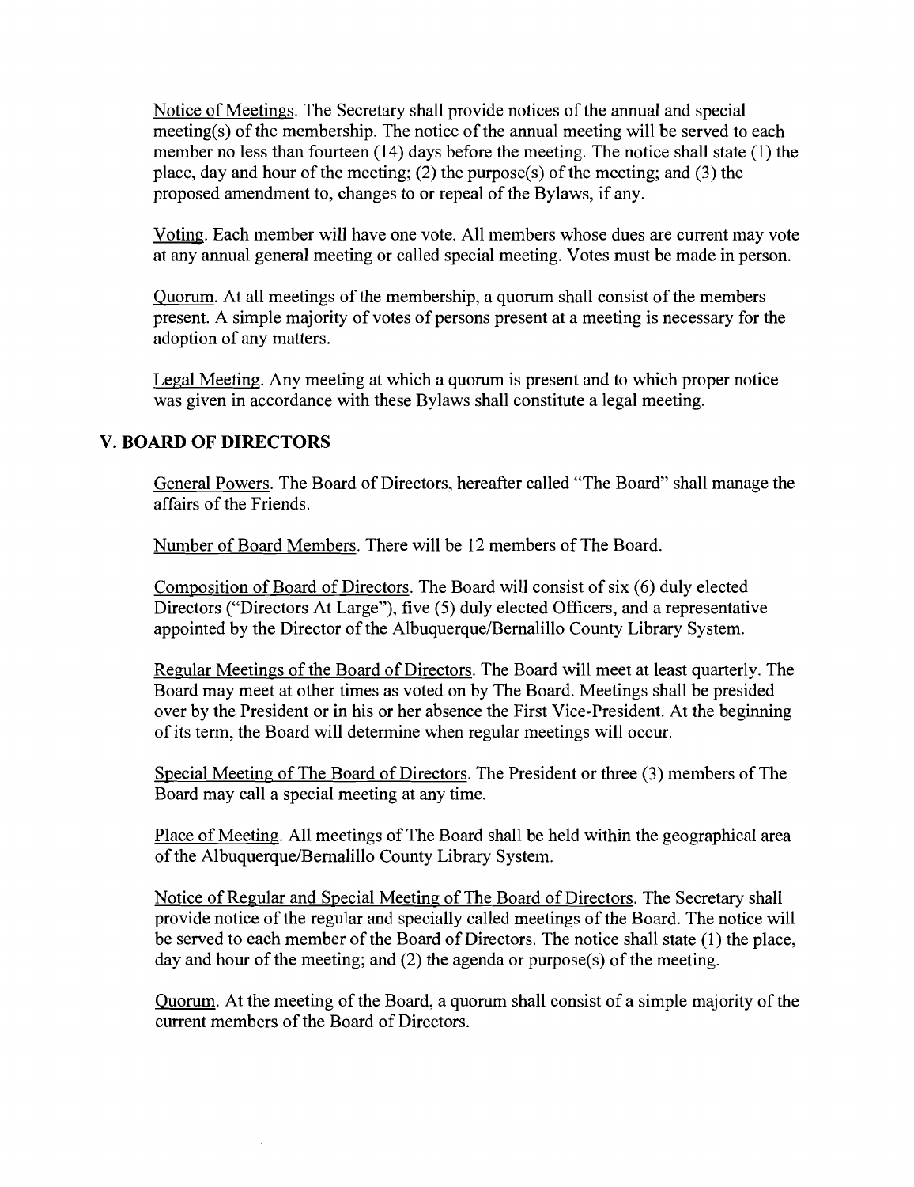Notice of Meetings. The Secretary shall provide notices of the annual and special meeting(s) of the membership. The notice of the annual meeting will be served to each member no less than fourteen (14) days before the meeting. The notice shall state (1) the place, day and hour of the meeting; (2) the purpose(s) of the meeting; and (3) the proposed amendment to, changes to or repeal of the Bylaws, if any.

Voting. Each member will have one vote. All members whose dues are current may vote at any annual general meeting or called special meeting. Votes must be made in person.

Quorum. At all meetings of the membership, a quorum shall consist of the members present. A simple majority of votes of persons present at a meeting is necessary for the adoption of any matters.

Legal Meeting. Any meeting at which a quorum is present and to which proper notice was given in accordance with these Bylaws shall constitute a legal meeting.

## V. BOARD OF DIRECTORS

General Powers. The Board of Directors, hereafter called "The Board" shall manage the affairs of the Friends.

Number of Board Members. There will be 12 members of The Board.

Composition of Board of Directors. The Board will consist of six (6) duly elected Directors ("Directors At Large"), five (5) duly elected Officers, and a representative appointed by the Director of the Albuquerque/Bernalillo County Library System.

Regular Meetings of the Board of Directors. The Board will meet at least quarterly. The Board may meet at other times as voted on by The Board. Meetings shall be presided over by the President or in his or her absence the First Vice-President. At the beginning of its term, the Board will determine when regular meetings will occur.

Special Meeting of The Board of Directors. The President or three (3) members of The Board may call a special meeting at any time.

Place of Meeting. All meetings of The Board shall be held within the geographical area of the Albuquerque/Bernalillo County Library System.

Notice of Regular and Special Meeting of The Board of Directors. The Secretary shall provide notice of the regular and specially called meetings of the Board. The notice will be served to each member of the Board of Directors. The notice shall state (1) the place, day and hour of the meeting; and (2) the agenda or purpose(s) of the meeting.

Quorum. At the meeting of the Board, a quorum shall consist of a simple majority of the current members of the Board of Directors.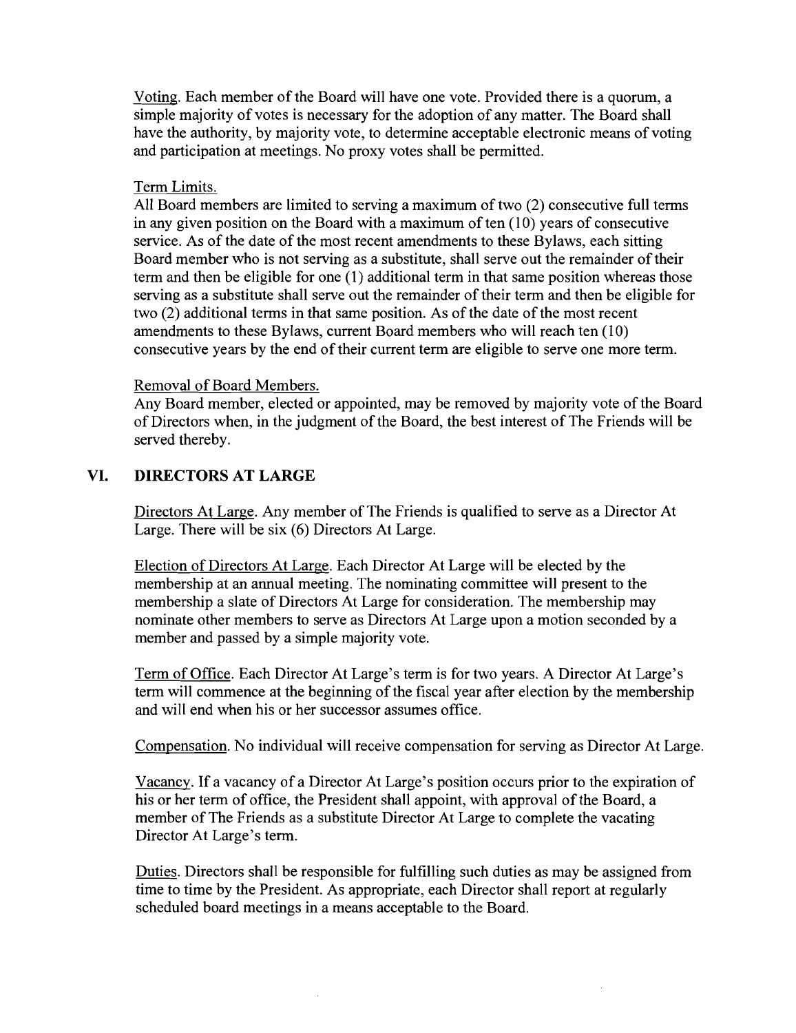Voting. Each member of the Board will have one vote. Provided there is a quorum, a simple majority of votes is necessary for the adoption of any matter. The Board shall have the authority, by majority vote, to determine acceptable electronic means of voting and participation at meetings. No proxy votes shall be permitted.

Term Limits.

All Board members are limited to serving a maximum of two (2) consecutive full terms in any given position on the Board with a maximum of ten (10) years of consecutive service. As of the date of the most recent amendments to these Bylaws, each sitting Board member who is not serving as a substitute, shall serve out the remainder of their term and then be eligible for one (1) additional term in that same position whereas those serving as a substitute shall serve out the remainder of their term and then be eligible for two (2) additional terms in that same position. As of the date of the most recent amendments to these Bylaws, current Board members who will reach ten (10) consecutive years by the end of their current term are eligible to serve one more term.

Removal of Board Members.

Any Board member, elected or appointed, may be removed by majority vote of the Board of Directors when, in the judgment of the Board, the best interest of The Friends will be served thereby.

## VI. DIRECTORS AT LARGE

Directors At Large. Any member of The Friends is qualified to serve as a Director At Large. There will be six (6) Directors At Large.

Election of Directors At Large. Each Director At Large will be elected by the membership at an annual meeting. The nominating committee will present to the membership a slate of Directors At Large for consideration. The membership may nominate other members to serve as Directors At Large upon a motion seconded by a member and passed by a simple majority vote.

Term of Office. Each Director At Large's term is for two years. A Director At Large's term will commence at the beginning of the fiscal year after election by the membership and will end when his or her successor assumes office.

Compensation. No individual will receive compensation for serving as Director At Large.

Vacancy. If a vacancy of a Director At Large's position occurs prior to the expiration of his or her term of office, the President shall appoint, with approval of the Board, a member of The Friends as a substitute Director At Large to complete the vacating Director At Large's term.

Duties. Directors shall be responsible for fulfilling such duties as may be assigned from time to time by the President. As appropriate, each Director shall report at regularly scheduled board meetings in a means acceptable to the Board.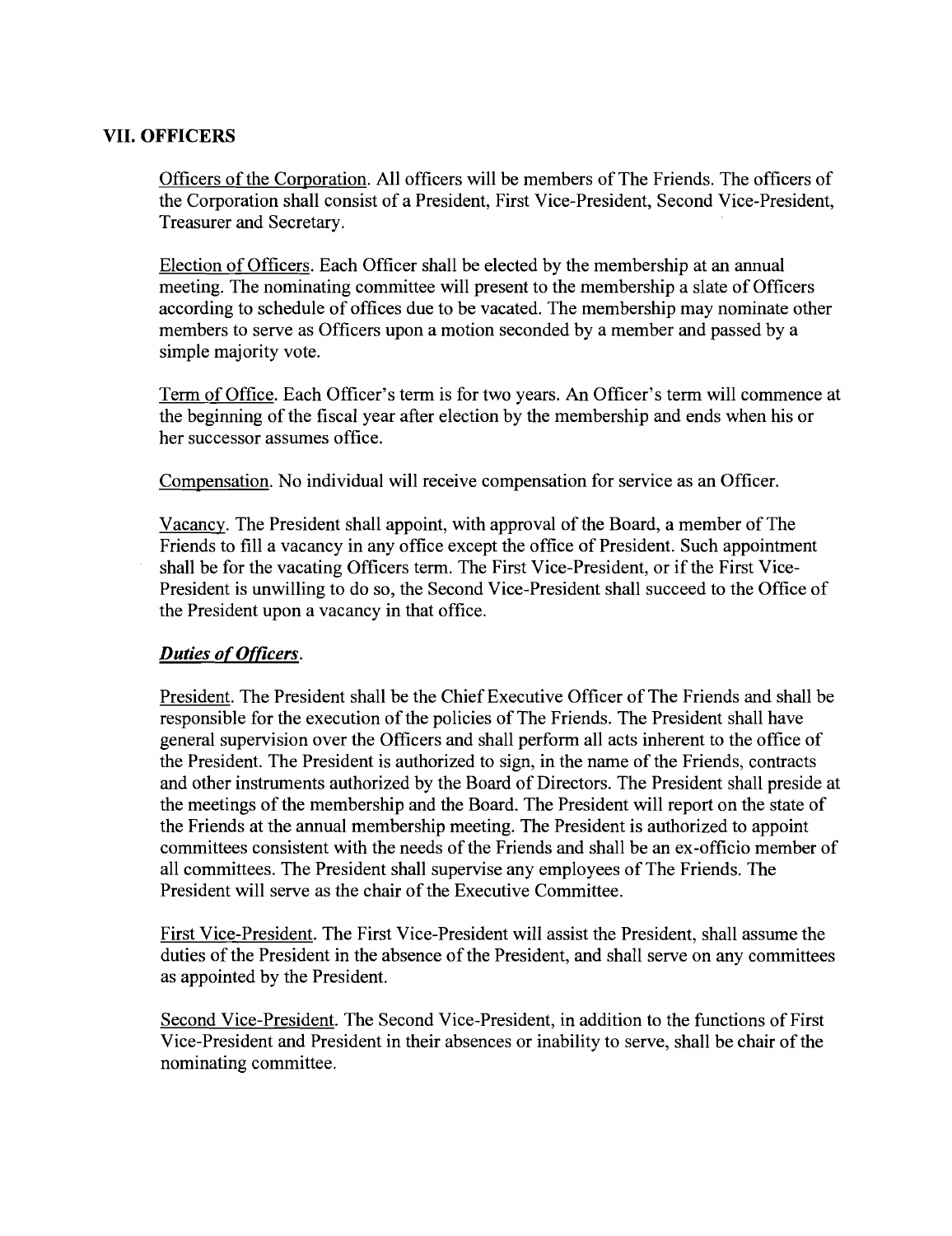## VII. OFFICERS

Officers of the Corporation. All officers will be members of The Friends. The officers of the Corporation shall consist of a President, First Vice-President, Second Vice-President, Treasurer and Secretary.

Election of Officers. Each Officer shall be elected by the membership at an annual meeting. The nominating committee will present to the membership a slate of Officers according to schedule of offices due to be vacated. The membership may nominate other members to serve as Officers upon a motion seconded by a member and passed by a simple majority vote.

Term of Office. Each Officer's term is for two years. An Officer's term will commence at the beginning of the fiscal year after election by the membership and ends when his or her successor assumes office.

Compensation. No individual will receive compensation for service as an Officer.

Vacancy. The President shall appoint, with approval of the Board, a member of The Friends to fill a vacancy in any office except the office of President. Such appointment shall be for the vacating Officers term. The First Vice-President, or if the First Vice-President is unwilling to do so, the Second Vice-President shall succeed to the Office of the President upon a vacancy in that office.

***Duties of Officers.***

President. The President shall be the Chief Executive Officer of The Friends and shall be responsible for the execution of the policies of The Friends. The President shall have general supervision over the Officers and shall perform all acts inherent to the office of the President. The President is authorized to sign, in the name of the Friends, contracts and other instruments authorized by the Board of Directors. The President shall preside at the meetings of the membership and the Board. The President will report on the state of the Friends at the annual membership meeting. The President is authorized to appoint committees consistent with the needs of the Friends and shall be an ex-officio member of all committees. The President shall supervise any employees of The Friends. The President will serve as the chair of the Executive Committee.

First Vice-President. The First Vice-President will assist the President, shall assume the duties of the President in the absence of the President, and shall serve on any committees as appointed by the President.

Second Vice-President. The Second Vice-President, in addition to the functions of First Vice-President and President in their absences or inability to serve, shall be chair of the nominating committee.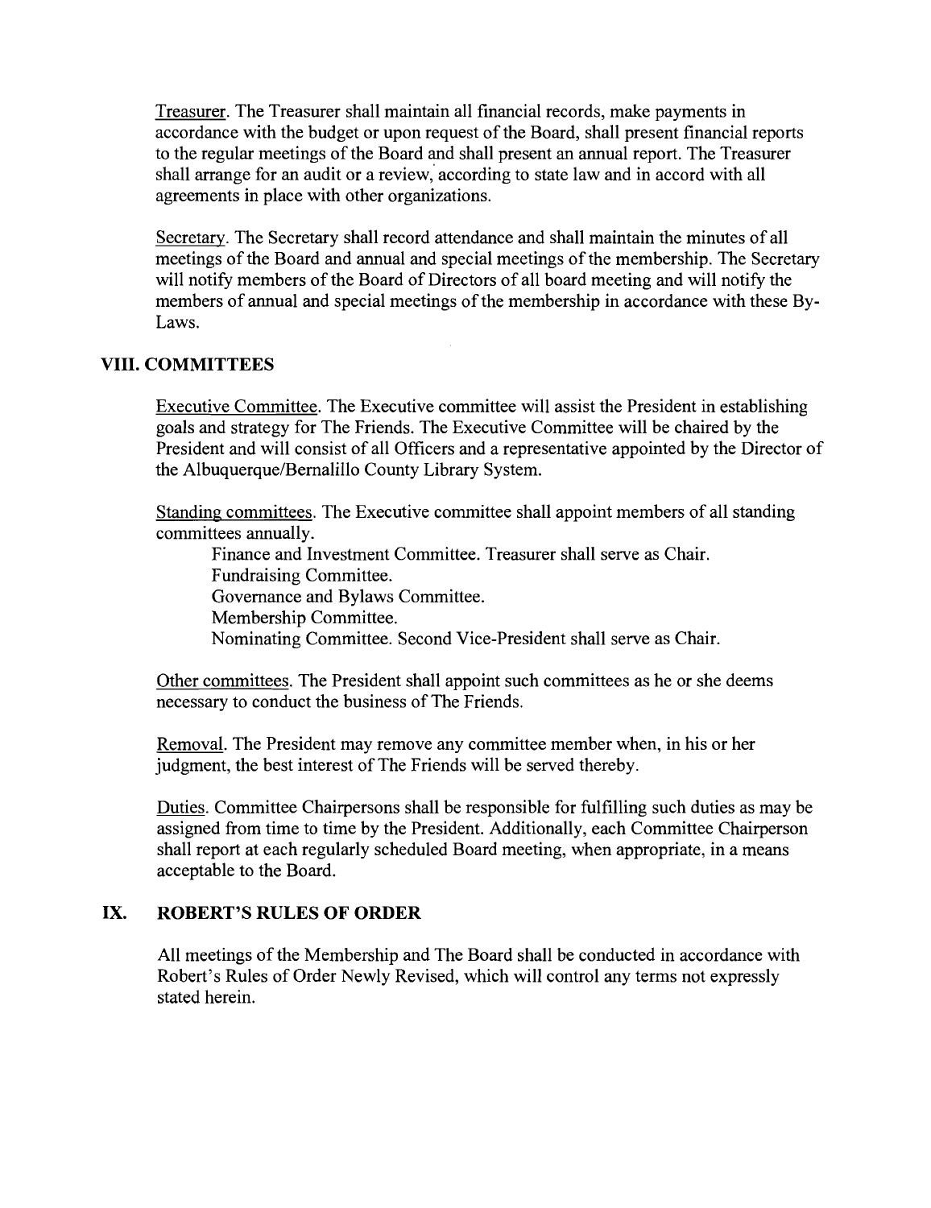Treasurer. The Treasurer shall maintain all financial records, make payments in accordance with the budget or upon request of the Board, shall present financial reports to the regular meetings of the Board and shall present an annual report. The Treasurer shall arrange for an audit or a review, according to state law and in accord with all agreements in place with other organizations.

Secretary. The Secretary shall record attendance and shall maintain the minutes of all meetings of the Board and annual and special meetings of the membership. The Secretary will notify members of the Board of Directors of all board meeting and will notify the members of annual and special meetings of the membership in accordance with these By-Laws.

## VIII. COMMITTEES

Executive Committee. The Executive committee will assist the President in establishing goals and strategy for The Friends. The Executive Committee will be chaired by the President and will consist of all Officers and a representative appointed by the Director of the Albuquerque/Bernalillo County Library System.

Standing committees. The Executive committee shall appoint members of all standing committees annually.

- Finance and Investment Committee. Treasurer shall serve as Chair.
- Fundraising Committee.
- Governance and Bylaws Committee.
- Membership Committee.
- Nominating Committee. Second Vice-President shall serve as Chair.

Other committees. The President shall appoint such committees as he or she deems necessary to conduct the business of The Friends.

Removal. The President may remove any committee member when, in his or her judgment, the best interest of The Friends will be served thereby.

Duties. Committee Chairpersons shall be responsible for fulfilling such duties as may be assigned from time to time by the President. Additionally, each Committee Chairperson shall report at each regularly scheduled Board meeting, when appropriate, in a means acceptable to the Board.

## IX. ROBERT'S RULES OF ORDER

All meetings of the Membership and The Board shall be conducted in accordance with Robert's Rules of Order Newly Revised, which will control any terms not expressly stated herein.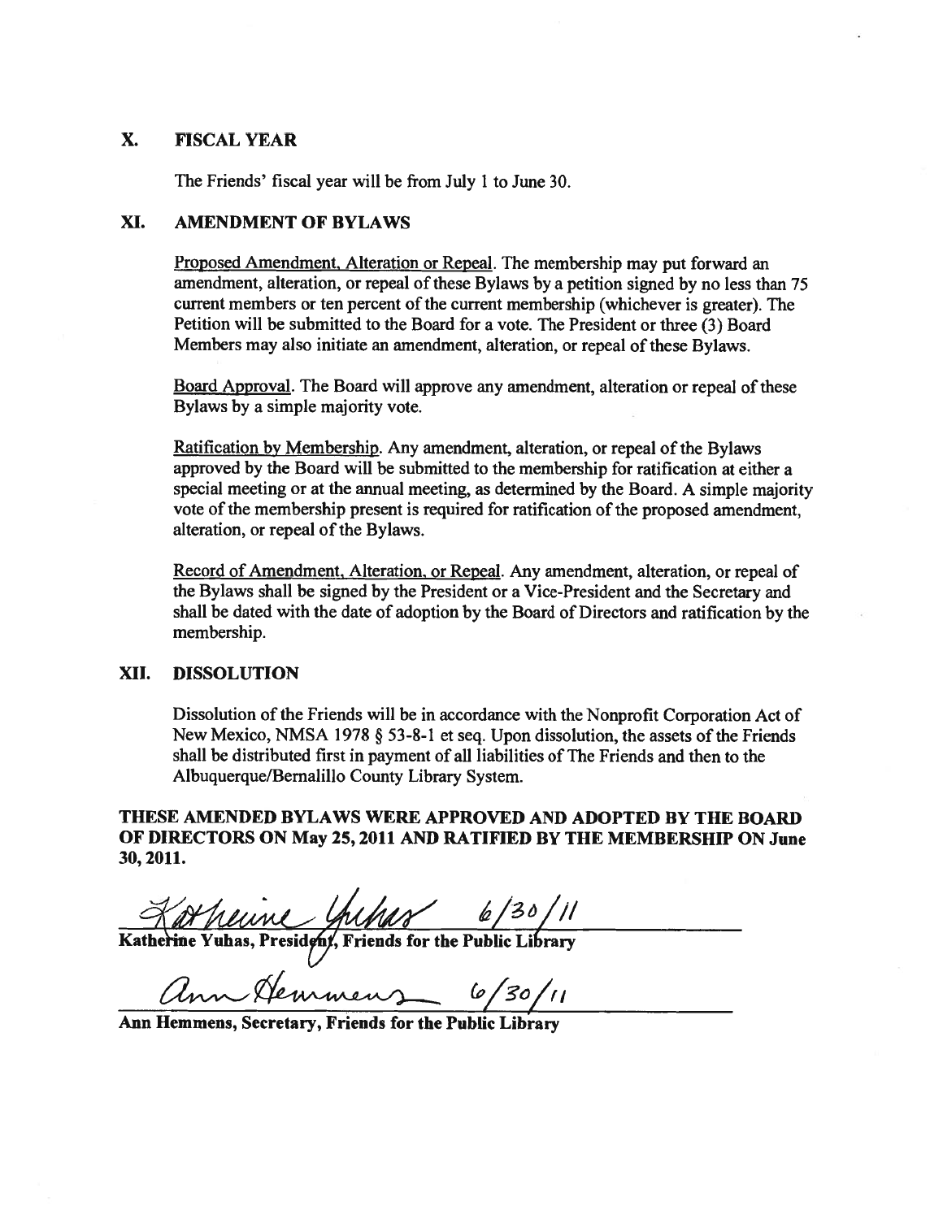## X. FISCAL YEAR

The Friends' fiscal year will be from July 1 to June 30.

## XI. AMENDMENT OF BYLAWS

Proposed Amendment, Alteration or Repeal. The membership may put forward an amendment, alteration, or repeal of these Bylaws by a petition signed by no less than 75 current members or ten percent of the current membership (whichever is greater). The Petition will be submitted to the Board for a vote. The President or three (3) Board Members may also initiate an amendment, alteration, or repeal of these Bylaws.

Board Approval. The Board will approve any amendment, alteration or repeal of these Bylaws by a simple majority vote.

Ratification by Membership. Any amendment, alteration, or repeal of the Bylaws approved by the Board will be submitted to the membership for ratification at either a special meeting or at the annual meeting, as determined by the Board. A simple majority vote of the membership present is required for ratification of the proposed amendment, alteration, or repeal of the Bylaws.

Record of Amendment, Alteration, or Repeal. Any amendment, alteration, or repeal of the Bylaws shall be signed by the President or a Vice-President and the Secretary and shall be dated with the date of adoption by the Board of Directors and ratification by the membership.

## XII. DISSOLUTION

Dissolution of the Friends will be in accordance with the Nonprofit Corporation Act of New Mexico, NMSA 1978 § 53-8-1 et seq. Upon dissolution, the assets of the Friends shall be distributed first in payment of all liabilities of The Friends and then to the Albuquerque/Bernalillo County Library System.

**THESE AMENDED BYLAWS WERE APPROVED AND ADOPTED BY THE BOARD OF DIRECTORS ON May 25, 2011 AND RATIFIED BY THE MEMBERSHIP ON June 30, 2011.**

Katherine Yuhas 6/30/11

**Katherine Yuhas, President, Friends for the Public Library**

Ann Hemmens 6/30/11

**Ann Hemmens, Secretary, Friends for the Public Library**